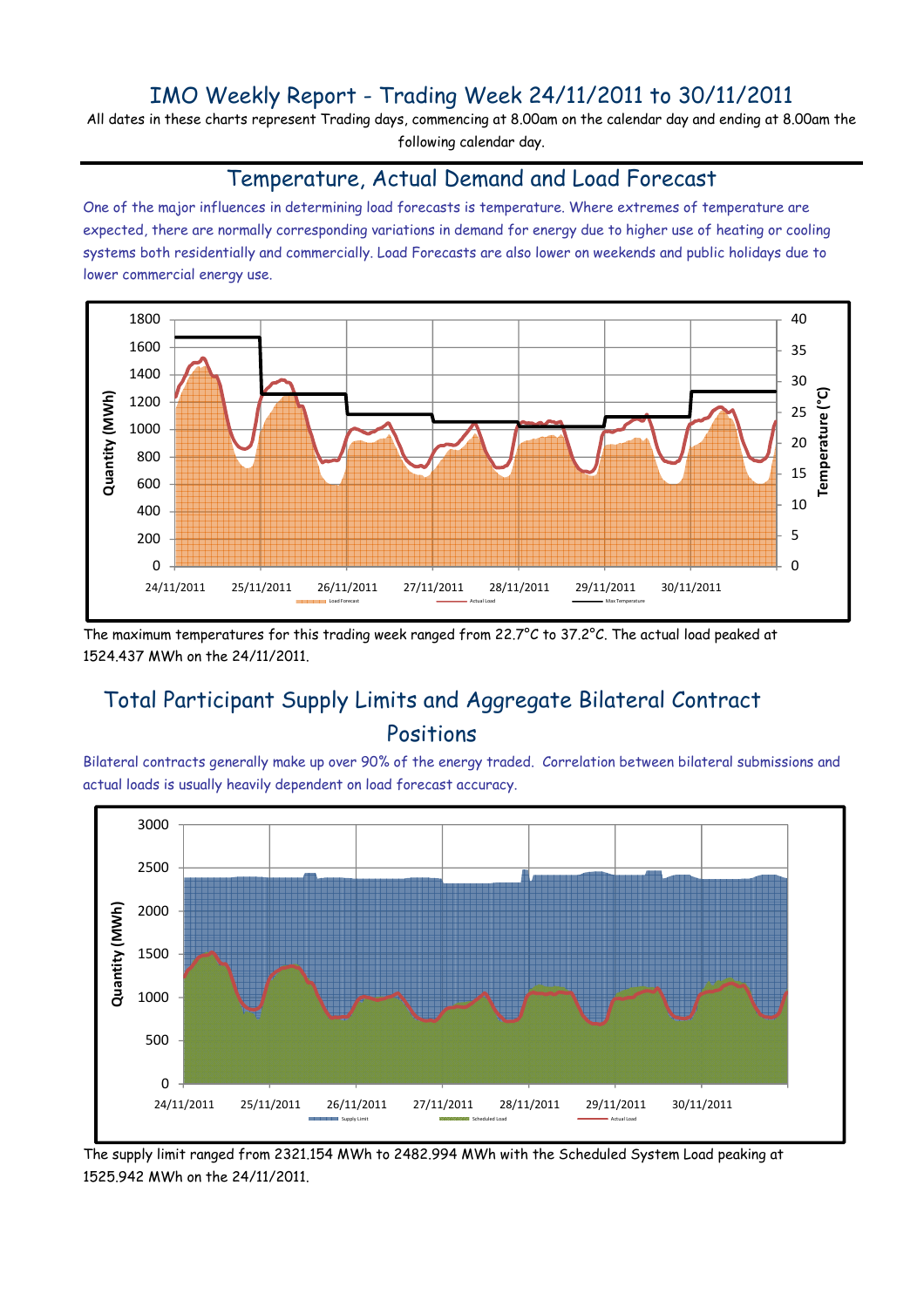# IMO Weekly Report - Trading Week 24/11/2011 to 30/11/2011

All dates in these charts represent Trading days, commencing at 8.00am on the calendar day and ending at 8.00am the following calendar day.

## Temperature, Actual Demand and Load Forecast

One of the major influences in determining load forecasts is temperature. Where extremes of temperature are expected, there are normally corresponding variations in demand for energy due to higher use of heating or cooling systems both residentially and commercially. Load Forecasts are also lower on weekends and public holidays due to lower commercial energy use.

Quantity (MWh)
1800
1600
1400
1200
1000
800
600
400
200
0

Temperature (°C)
40
35
30
25
20
15
10
5
0

24/11/2011 25/11/2011 26/11/2011 27/11/2011 28/11/2011 29/11/2011 30/11/2011

Load Forecast
Actual Load
Max Temperature

The maximum temperatures for this trading week ranged from 22.7°C to 37.2°C. The actual load peaked at 1524.437 MWh on the 24/11/2011.

## Total Participant Supply Limits and Aggregate Bilateral Contract Positions

Bilateral contracts generally make up over 90% of the energy traded. Correlation between bilateral submissions and actual loads is usually heavily dependent on load forecast accuracy.

Quantity (MWh)
3000
2500
2000
1500
1000
500
0

24/11/2011 25/11/2011 26/11/2011 27/11/2011 28/11/2011 29/11/2011 30/11/2011

Supply Limit
Scheduled Load
Actual Load

The supply limit ranged from 2321.154 MWh to 2482.994 MWh with the Scheduled System Load peaking at 1525.942 MWh on the 24/11/2011.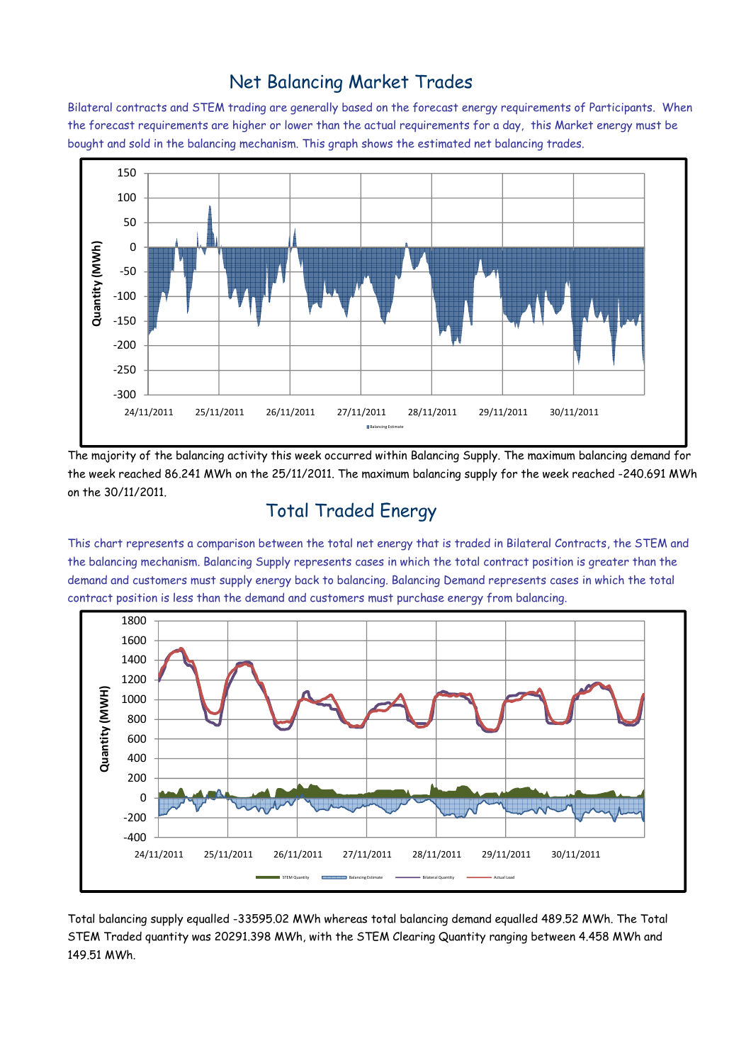## Net Balancing Market Trades

Bilateral contracts and STEM trading are generally based on the forecast energy requirements of Participants. When the forecast requirements are higher or lower than the actual requirements for a day, this Market energy must be bought and sold in the balancing mechanism. This graph shows the estimated net balancing trades.

Quantity (MWh)
150
100
50
0
-50
-100
-150
-200
-250
-300
24/11/2011 25/11/2011 26/11/2011 27/11/2011 28/11/2011 29/11/2011 30/11/2011
Balancing Estimate

The majority of the balancing activity this week occurred within Balancing Supply. The maximum balancing demand for the week reached 86.241 MWh on the 25/11/2011. The maximum balancing supply for the week reached -240.691 MWh on the 30/11/2011.

## Total Traded Energy

This chart represents a comparison between the total net energy that is traded in Bilateral Contracts, the STEM and the balancing mechanism. Balancing Supply represents cases in which the total contract position is greater than the demand and customers must supply energy back to balancing. Balancing Demand represents cases in which the total contract position is less than the demand and customers must purchase energy from balancing.

Quantity (MWH)
1800
1600
1400
1200
1000
800
600
400
200
0
-200
-400
24/11/2011 25/11/2011 26/11/2011 27/11/2011 28/11/2011 29/11/2011 30/11/2011
STEM Quantity Balancing Estimate Bilateral Quantity Actual Load

Total balancing supply equalled -33595.02 MWh whereas total balancing demand equalled 489.52 MWh. The Total STEM Traded quantity was 20291.398 MWh, with the STEM Clearing Quantity ranging between 4.458 MWh and 149.51 MWh.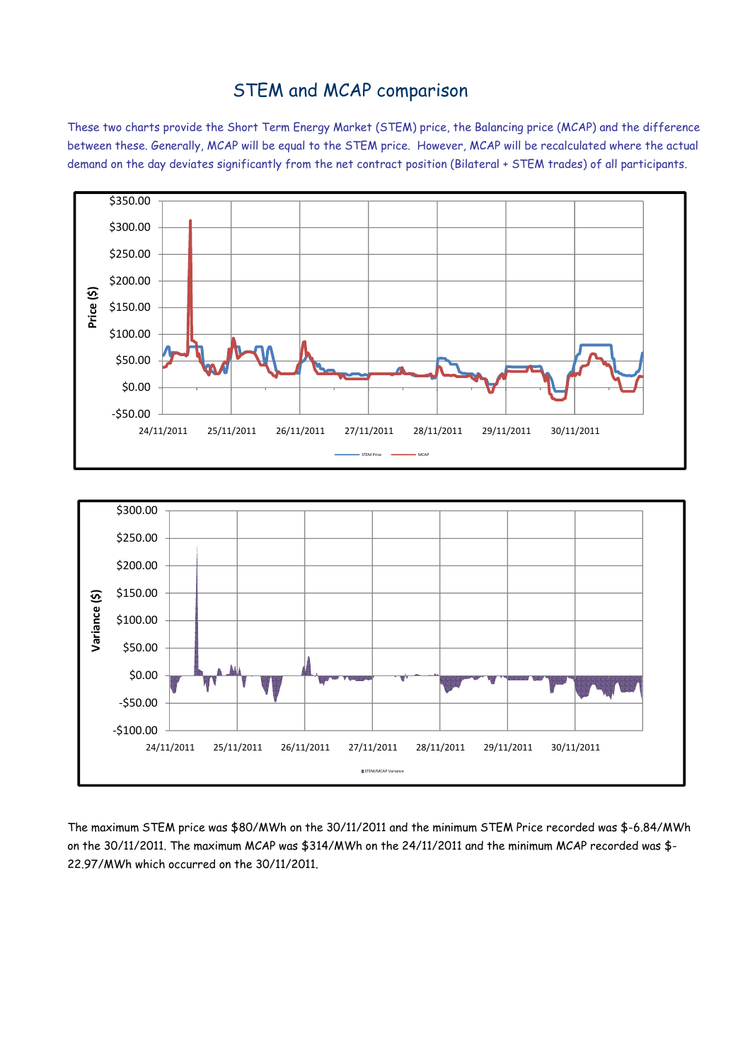# STEM and MCAP comparison

These two charts provide the Short Term Energy Market (STEM) price, the Balancing price (MCAP) and the difference between these. Generally, MCAP will be equal to the STEM price. However, MCAP will be recalculated where the actual demand on the day deviates significantly from the net contract position (Bilateral + STEM trades) of all participants.

Price ($)

$350.00
$300.00
$250.00
$200.00
$150.00
$100.00
$50.00
$0.00
-$50.00

24/11/2011 25/11/2011 26/11/2011 27/11/2011 28/11/2011 29/11/2011 30/11/2011

STEM Price MCAP

Variance ($)

$300.00
$250.00
$200.00
$150.00
$100.00
$50.00
$0.00
-$50.00
-$100.00

24/11/2011 25/11/2011 26/11/2011 27/11/2011 28/11/2011 29/11/2011 30/11/2011

STEM/MCAP Variance

The maximum STEM price was $80/MWh on the 30/11/2011 and the minimum STEM Price recorded was $-6.84/MWh on the 30/11/2011. The maximum MCAP was $314/MWh on the 24/11/2011 and the minimum MCAP recorded was $-22.97/MWh which occurred on the 30/11/2011.